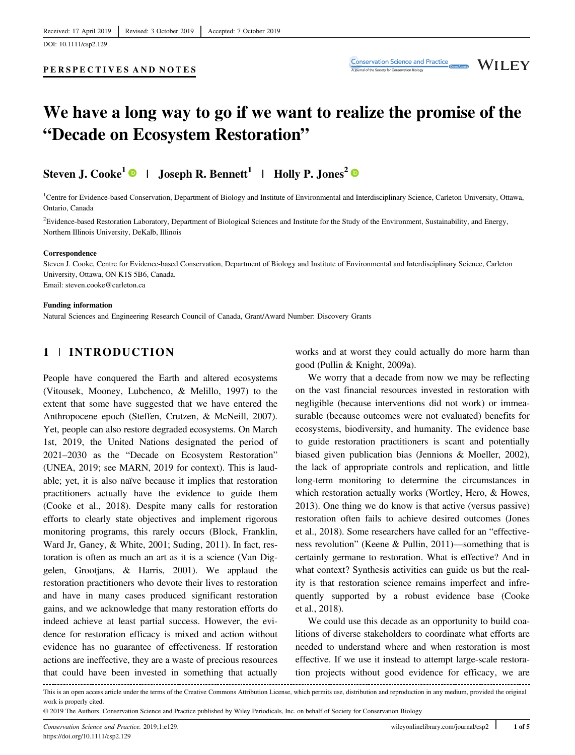Received: 17 April 2019 | Revised: 3 October 2019 | Accepted: 7 October 2019

DOI: 10.1111/csp2.129

PERSPECTIVES AND NOTES

# We have a long way to go if we want to realize the promise of the "Decade on Ecosystem Restoration"

**Steven J. Cooke[1] | Joseph R. Bennett[1] | Holly P. Jones[2]**

[1]Centre for Evidence-based Conservation, Department of Biology and Institute of Environmental and Interdisciplinary Science, Carleton University, Ottawa, Ontario, Canada

[2]Evidence-based Restoration Laboratory, Department of Biological Sciences and Institute for the Study of the Environment, Sustainability, and Energy, Northern Illinois University, DeKalb, Illinois

**Correspondence**
Steven J. Cooke, Centre for Evidence-based Conservation, Department of Biology and Institute of Environmental and Interdisciplinary Science, Carleton University, Ottawa, ON K1S 5B6, Canada.
Email: steven.cooke@carleton.ca

**Funding information**
Natural Sciences and Engineering Research Council of Canada, Grant/Award Number: Discovery Grants

## 1 | INTRODUCTION

People have conquered the Earth and altered ecosystems (Vitousek, Mooney, Lubchenco, & Melillo, 1997) to the extent that some have suggested that we have entered the Anthropocene epoch (Steffen, Crutzen, & McNeill, 2007). Yet, people can also restore degraded ecosystems. On March 1st, 2019, the United Nations designated the period of 2021–2030 as the "Decade on Ecosystem Restoration" (UNEA, 2019; see MARN, 2019 for context). This is laudable; yet, it is also naïve because it implies that restoration practitioners actually have the evidence to guide them (Cooke et al., 2018). Despite many calls for restoration efforts to clearly state objectives and implement rigorous monitoring programs, this rarely occurs (Block, Franklin, Ward Jr, Ganey, & White, 2001; Suding, 2011). In fact, restoration is often as much an art as it is a science (Van Diggelen, Grootjans, & Harris, 2001). We applaud the restoration practitioners who devote their lives to restoration and have in many cases produced significant restoration gains, and we acknowledge that many restoration efforts do indeed achieve at least partial success. However, the evidence for restoration efficacy is mixed and action without evidence has no guarantee of effectiveness. If restoration actions are ineffective, they are a waste of precious resources that could have been invested in something that actually works and at worst they could actually do more harm than good (Pullin & Knight, 2009a).

We worry that a decade from now we may be reflecting on the vast financial resources invested in restoration with negligible (because interventions did not work) or immeasurable (because outcomes were not evaluated) benefits for ecosystems, biodiversity, and humanity. The evidence base to guide restoration practitioners is scant and potentially biased given publication bias (Jennions & Moeller, 2002), the lack of appropriate controls and replication, and little long-term monitoring to determine the circumstances in which restoration actually works (Wortley, Hero, & Howes, 2013). One thing we do know is that active (versus passive) restoration often fails to achieve desired outcomes (Jones et al., 2018). Some researchers have called for an "effectiveness revolution" (Keene & Pullin, 2011)—something that is certainly germane to restoration. What is effective? And in what context? Synthesis activities can guide us but the reality is that restoration science remains imperfect and infrequently supported by a robust evidence base (Cooke et al., 2018).

We could use this decade as an opportunity to build coalitions of diverse stakeholders to coordinate what efforts are needed to understand where and when restoration is most effective. If we use it instead to attempt large-scale restoration projects without good evidence for efficacy, we are

This is an open access article under the terms of the Creative Commons Attribution License, which permits use, distribution and reproduction in any medium, provided the original work is properly cited.

© 2019 The Authors. Conservation Science and Practice published by Wiley Periodicals, Inc. on behalf of Society for Conservation Biology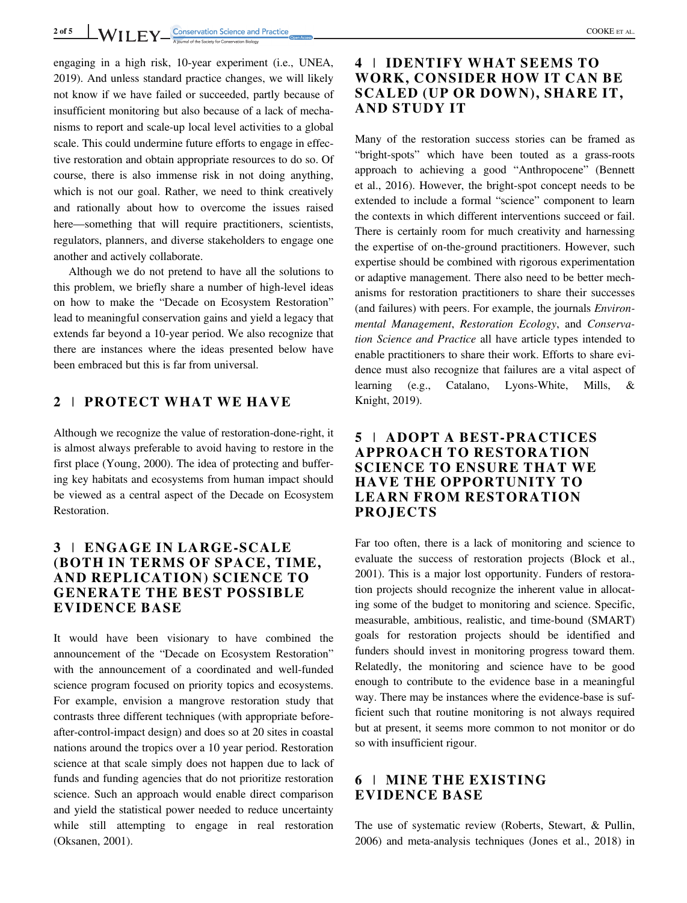engaging in a high risk, 10-year experiment (i.e., UNEA, 2019). And unless standard practice changes, we will likely not know if we have failed or succeeded, partly because of insufficient monitoring but also because of a lack of mechanisms to report and scale-up local level activities to a global scale. This could undermine future efforts to engage in effective restoration and obtain appropriate resources to do so. Of course, there is also immense risk in not doing anything, which is not our goal. Rather, we need to think creatively and rationally about how to overcome the issues raised here—something that will require practitioners, scientists, regulators, planners, and diverse stakeholders to engage one another and actively collaborate.

Although we do not pretend to have all the solutions to this problem, we briefly share a number of high-level ideas on how to make the "Decade on Ecosystem Restoration" lead to meaningful conservation gains and yield a legacy that extends far beyond a 10-year period. We also recognize that there are instances where the ideas presented below have been embraced but this is far from universal.

## 2 | PROTECT WHAT WE HAVE

Although we recognize the value of restoration-done-right, it is almost always preferable to avoid having to restore in the first place (Young, 2000). The idea of protecting and buffering key habitats and ecosystems from human impact should be viewed as a central aspect of the Decade on Ecosystem Restoration.

## 3 | ENGAGE IN LARGE-SCALE (BOTH IN TERMS OF SPACE, TIME, AND REPLICATION) SCIENCE TO GENERATE THE BEST POSSIBLE EVIDENCE BASE

It would have been visionary to have combined the announcement of the "Decade on Ecosystem Restoration" with the announcement of a coordinated and well-funded science program focused on priority topics and ecosystems. For example, envision a mangrove restoration study that contrasts three different techniques (with appropriate before-after-control-impact design) and does so at 20 sites in coastal nations around the tropics over a 10 year period. Restoration science at that scale simply does not happen due to lack of funds and funding agencies that do not prioritize restoration science. Such an approach would enable direct comparison and yield the statistical power needed to reduce uncertainty while still attempting to engage in real restoration (Oksanen, 2001).

## 4 | IDENTIFY WHAT SEEMS TO WORK, CONSIDER HOW IT CAN BE SCALED (UP OR DOWN), SHARE IT, AND STUDY IT

Many of the restoration success stories can be framed as "bright-spots" which have been touted as a grass-roots approach to achieving a good "Anthropocene" (Bennett et al., 2016). However, the bright-spot concept needs to be extended to include a formal "science" component to learn the contexts in which different interventions succeed or fail. There is certainly room for much creativity and harnessing the expertise of on-the-ground practitioners. However, such expertise should be combined with rigorous experimentation or adaptive management. There also need to be better mechanisms for restoration practitioners to share their successes (and failures) with peers. For example, the journals *Environmental Management*, *Restoration Ecology*, and *Conservation Science and Practice* all have article types intended to enable practitioners to share their work. Efforts to share evidence must also recognize that failures are a vital aspect of learning (e.g., Catalano, Lyons-White, Mills, & Knight, 2019).

## 5 | ADOPT A BEST-PRACTICES APPROACH TO RESTORATION SCIENCE TO ENSURE THAT WE HAVE THE OPPORTUNITY TO LEARN FROM RESTORATION PROJECTS

Far too often, there is a lack of monitoring and science to evaluate the success of restoration projects (Block et al., 2001). This is a major lost opportunity. Funders of restoration projects should recognize the inherent value in allocating some of the budget to monitoring and science. Specific, measurable, ambitious, realistic, and time-bound (SMART) goals for restoration projects should be identified and funders should invest in monitoring progress toward them. Relatedly, the monitoring and science have to be good enough to contribute to the evidence base in a meaningful way. There may be instances where the evidence-base is sufficient such that routine monitoring is not always required but at present, it seems more common to not monitor or do so with insufficient rigour.

## 6 | MINE THE EXISTING EVIDENCE BASE

The use of systematic review (Roberts, Stewart, & Pullin, 2006) and meta-analysis techniques (Jones et al., 2018) in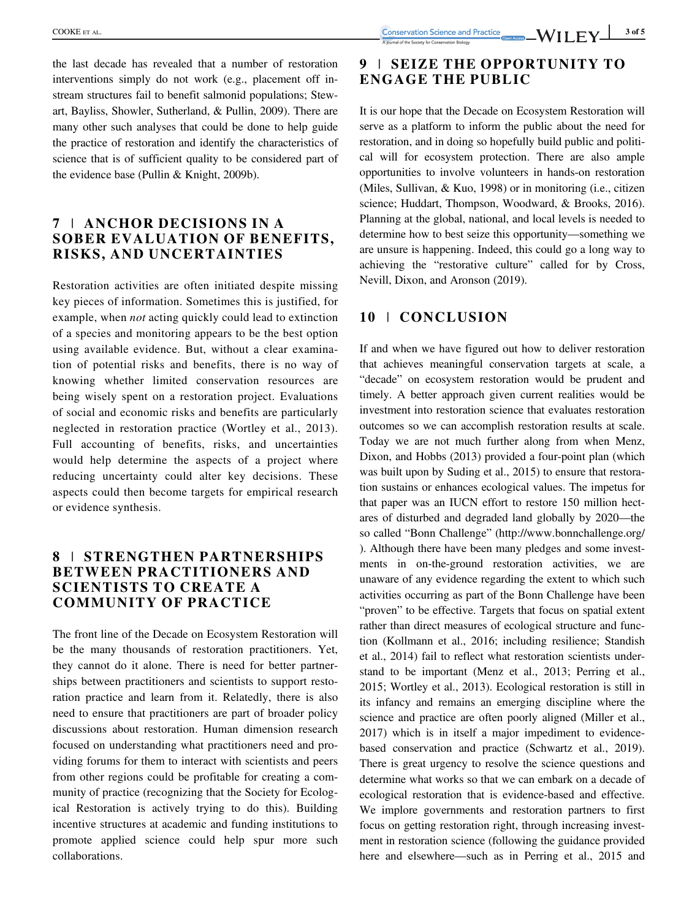the last decade has revealed that a number of restoration interventions simply do not work (e.g., placement off instream structures fail to benefit salmonid populations; Stewart, Bayliss, Showler, Sutherland, & Pullin, 2009). There are many other such analyses that could be done to help guide the practice of restoration and identify the characteristics of science that is of sufficient quality to be considered part of the evidence base (Pullin & Knight, 2009b).

## 7 | ANCHOR DECISIONS IN A SOBER EVALUATION OF BENEFITS, RISKS, AND UNCERTAINTIES

Restoration activities are often initiated despite missing key pieces of information. Sometimes this is justified, for example, when *not* acting quickly could lead to extinction of a species and monitoring appears to be the best option using available evidence. But, without a clear examination of potential risks and benefits, there is no way of knowing whether limited conservation resources are being wisely spent on a restoration project. Evaluations of social and economic risks and benefits are particularly neglected in restoration practice (Wortley et al., 2013). Full accounting of benefits, risks, and uncertainties would help determine the aspects of a project where reducing uncertainty could alter key decisions. These aspects could then become targets for empirical research or evidence synthesis.

## 8 | STRENGTHEN PARTNERSHIPS BETWEEN PRACTITIONERS AND SCIENTISTS TO CREATE A COMMUNITY OF PRACTICE

The front line of the Decade on Ecosystem Restoration will be the many thousands of restoration practitioners. Yet, they cannot do it alone. There is need for better partnerships between practitioners and scientists to support restoration practice and learn from it. Relatedly, there is also need to ensure that practitioners are part of broader policy discussions about restoration. Human dimension research focused on understanding what practitioners need and providing forums for them to interact with scientists and peers from other regions could be profitable for creating a community of practice (recognizing that the Society for Ecological Restoration is actively trying to do this). Building incentive structures at academic and funding institutions to promote applied science could help spur more such collaborations.

## 9 | SEIZE THE OPPORTUNITY TO ENGAGE THE PUBLIC

It is our hope that the Decade on Ecosystem Restoration will serve as a platform to inform the public about the need for restoration, and in doing so hopefully build public and political will for ecosystem protection. There are also ample opportunities to involve volunteers in hands-on restoration (Miles, Sullivan, & Kuo, 1998) or in monitoring (i.e., citizen science; Huddart, Thompson, Woodward, & Brooks, 2016). Planning at the global, national, and local levels is needed to determine how to best seize this opportunity—something we are unsure is happening. Indeed, this could go a long way to achieving the "restorative culture" called for by Cross, Nevill, Dixon, and Aronson (2019).

## 10 | CONCLUSION

If and when we have figured out how to deliver restoration that achieves meaningful conservation targets at scale, a "decade" on ecosystem restoration would be prudent and timely. A better approach given current realities would be investment into restoration science that evaluates restoration outcomes so we can accomplish restoration results at scale. Today we are not much further along from when Menz, Dixon, and Hobbs (2013) provided a four-point plan (which was built upon by Suding et al., 2015) to ensure that restoration sustains or enhances ecological values. The impetus for that paper was an IUCN effort to restore 150 million hectares of disturbed and degraded land globally by 2020—the so called "Bonn Challenge" (http://www.bonnchallenge.org/). Although there have been many pledges and some investments in on-the-ground restoration activities, we are unaware of any evidence regarding the extent to which such activities occurring as part of the Bonn Challenge have been "proven" to be effective. Targets that focus on spatial extent rather than direct measures of ecological structure and function (Kollmann et al., 2016; including resilience; Standish et al., 2014) fail to reflect what restoration scientists understand to be important (Menz et al., 2013; Perring et al., 2015; Wortley et al., 2013). Ecological restoration is still in its infancy and remains an emerging discipline where the science and practice are often poorly aligned (Miller et al., 2017) which is in itself a major impediment to evidence-based conservation and practice (Schwartz et al., 2019). There is great urgency to resolve the science questions and determine what works so that we can embark on a decade of ecological restoration that is evidence-based and effective. We implore governments and restoration partners to first focus on getting restoration right, through increasing investment in restoration science (following the guidance provided here and elsewhere—such as in Perring et al., 2015 and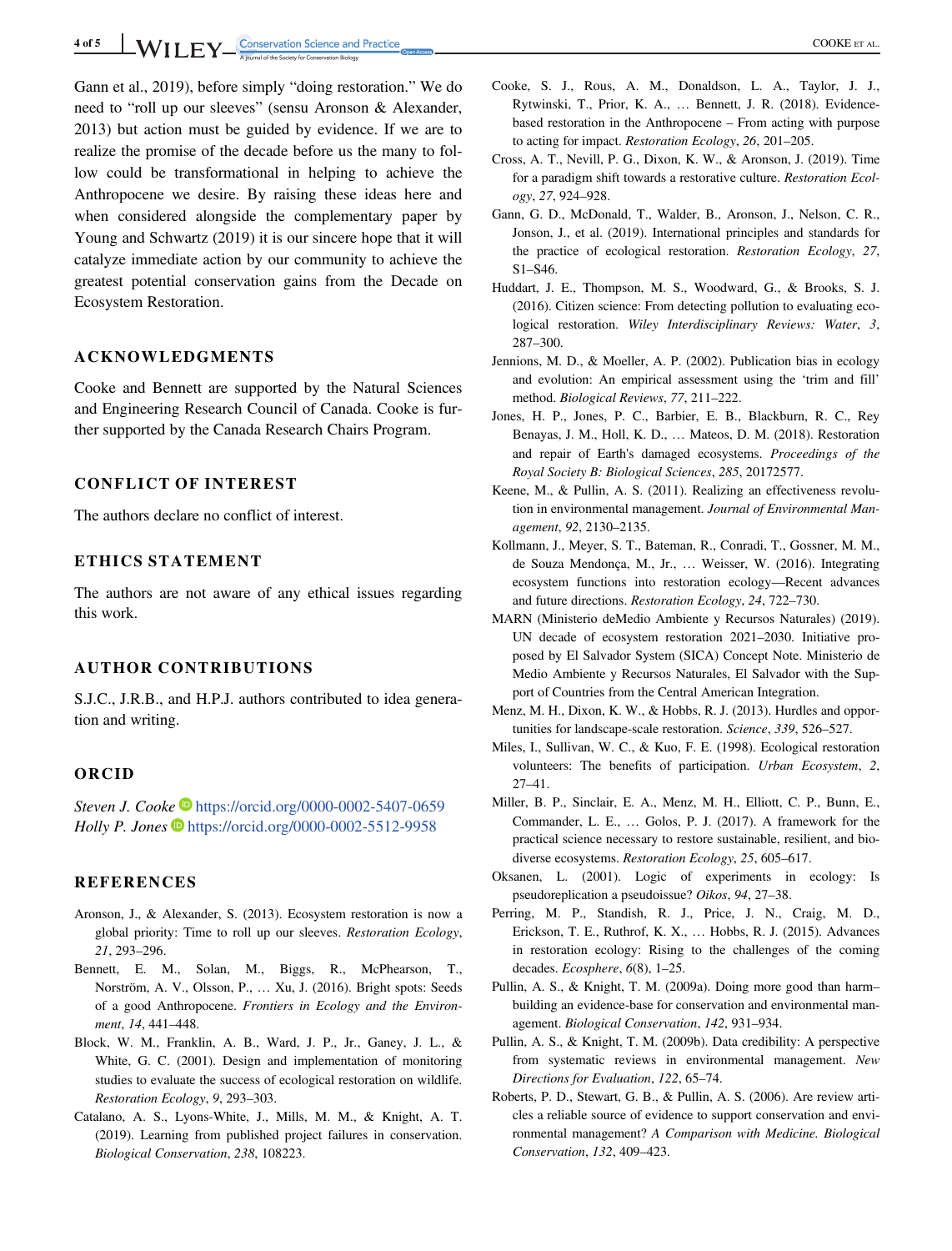Gann et al., 2019), before simply "doing restoration." We do need to "roll up our sleeves" (sensu Aronson & Alexander, 2013) but action must be guided by evidence. If we are to realize the promise of the decade before us the many to follow could be transformational in helping to achieve the Anthropocene we desire. By raising these ideas here and when considered alongside the complementary paper by Young and Schwartz (2019) it is our sincere hope that it will catalyze immediate action by our community to achieve the greatest potential conservation gains from the Decade on Ecosystem Restoration.

## ACKNOWLEDGMENTS

Cooke and Bennett are supported by the Natural Sciences and Engineering Research Council of Canada. Cooke is further supported by the Canada Research Chairs Program.

## CONFLICT OF INTEREST

The authors declare no conflict of interest.

## ETHICS STATEMENT

The authors are not aware of any ethical issues regarding this work.

## AUTHOR CONTRIBUTIONS

S.J.C., J.R.B., and H.P.J. authors contributed to idea generation and writing.

## ORCID

*Steven J. Cooke* https://orcid.org/0000-0002-5407-0659
*Holly P. Jones* https://orcid.org/0000-0002-5512-9958

## REFERENCES

Aronson, J., & Alexander, S. (2013). Ecosystem restoration is now a global priority: Time to roll up our sleeves. *Restoration Ecology*, *21*, 293–296.

Bennett, E. M., Solan, M., Biggs, R., McPhearson, T., Norström, A. V., Olsson, P., … Xu, J. (2016). Bright spots: Seeds of a good Anthropocene. *Frontiers in Ecology and the Environment*, *14*, 441–448.

Block, W. M., Franklin, A. B., Ward, J. P., Jr., Ganey, J. L., & White, G. C. (2001). Design and implementation of monitoring studies to evaluate the success of ecological restoration on wildlife. *Restoration Ecology*, *9*, 293–303.

Catalano, A. S., Lyons-White, J., Mills, M. M., & Knight, A. T. (2019). Learning from published project failures in conservation. *Biological Conservation*, *238*, 108223.

Cooke, S. J., Rous, A. M., Donaldson, L. A., Taylor, J. J., Rytwinski, T., Prior, K. A., … Bennett, J. R. (2018). Evidence-based restoration in the Anthropocene – From acting with purpose to acting for impact. *Restoration Ecology*, *26*, 201–205.

Cross, A. T., Nevill, P. G., Dixon, K. W., & Aronson, J. (2019). Time for a paradigm shift towards a restorative culture. *Restoration Ecology*, *27*, 924–928.

Gann, G. D., McDonald, T., Walder, B., Aronson, J., Nelson, C. R., Jonson, J., et al. (2019). International principles and standards for the practice of ecological restoration. *Restoration Ecology*, *27*, S1–S46.

Huddart, J. E., Thompson, M. S., Woodward, G., & Brooks, S. J. (2016). Citizen science: From detecting pollution to evaluating ecological restoration. *Wiley Interdisciplinary Reviews: Water*, *3*, 287–300.

Jennions, M. D., & Moeller, A. P. (2002). Publication bias in ecology and evolution: An empirical assessment using the 'trim and fill' method. *Biological Reviews*, *77*, 211–222.

Jones, H. P., Jones, P. C., Barbier, E. B., Blackburn, R. C., Rey Benayas, J. M., Holl, K. D., … Mateos, D. M. (2018). Restoration and repair of Earth's damaged ecosystems. *Proceedings of the Royal Society B: Biological Sciences*, *285*, 20172577.

Keene, M., & Pullin, A. S. (2011). Realizing an effectiveness revolution in environmental management. *Journal of Environmental Management*, *92*, 2130–2135.

Kollmann, J., Meyer, S. T., Bateman, R., Conradi, T., Gossner, M. M., de Souza Mendonça, M., Jr., … Weisser, W. (2016). Integrating ecosystem functions into restoration ecology—Recent advances and future directions. *Restoration Ecology*, *24*, 722–730.

MARN (Ministerio deMedio Ambiente y Recursos Naturales) (2019). UN decade of ecosystem restoration 2021–2030. Initiative proposed by El Salvador System (SICA) Concept Note. Ministerio de Medio Ambiente y Recursos Naturales, El Salvador with the Support of Countries from the Central American Integration.

Menz, M. H., Dixon, K. W., & Hobbs, R. J. (2013). Hurdles and opportunities for landscape-scale restoration. *Science*, *339*, 526–527.

Miles, I., Sullivan, W. C., & Kuo, F. E. (1998). Ecological restoration volunteers: The benefits of participation. *Urban Ecosystem*, *2*, 27–41.

Miller, B. P., Sinclair, E. A., Menz, M. H., Elliott, C. P., Bunn, E., Commander, L. E., … Golos, P. J. (2017). A framework for the practical science necessary to restore sustainable, resilient, and biodiverse ecosystems. *Restoration Ecology*, *25*, 605–617.

Oksanen, L. (2001). Logic of experiments in ecology: Is pseudoreplication a pseudoissue? *Oikos*, *94*, 27–38.

Perring, M. P., Standish, R. J., Price, J. N., Craig, M. D., Erickson, T. E., Ruthrof, K. X., … Hobbs, R. J. (2015). Advances in restoration ecology: Rising to the challenges of the coming decades. *Ecosphere*, *6*(8), 1–25.

Pullin, A. S., & Knight, T. M. (2009a). Doing more good than harm–building an evidence-base for conservation and environmental management. *Biological Conservation*, *142*, 931–934.

Pullin, A. S., & Knight, T. M. (2009b). Data credibility: A perspective from systematic reviews in environmental management. *New Directions for Evaluation*, *122*, 65–74.

Roberts, P. D., Stewart, G. B., & Pullin, A. S. (2006). Are review articles a reliable source of evidence to support conservation and environmental management? *A Comparison with Medicine. Biological Conservation*, *132*, 409–423.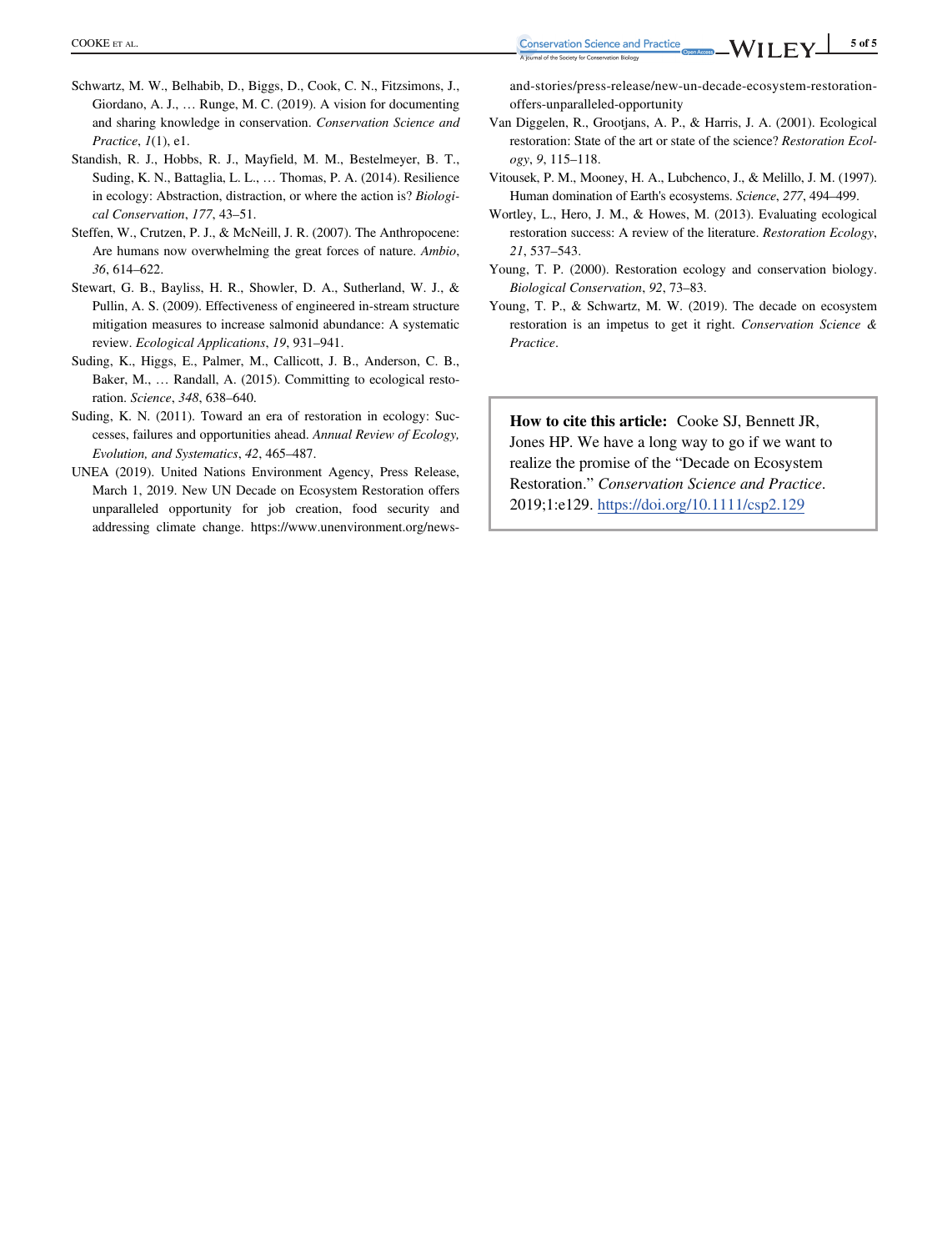Schwartz, M. W., Belhabib, D., Biggs, D., Cook, C. N., Fitzsimons, J., Giordano, A. J., … Runge, M. C. (2019). A vision for documenting and sharing knowledge in conservation. *Conservation Science and Practice*, *1*(1), e1.

Standish, R. J., Hobbs, R. J., Mayfield, M. M., Bestelmeyer, B. T., Suding, K. N., Battaglia, L. L., … Thomas, P. A. (2014). Resilience in ecology: Abstraction, distraction, or where the action is? *Biological Conservation*, *177*, 43–51.

Steffen, W., Crutzen, P. J., & McNeill, J. R. (2007). The Anthropocene: Are humans now overwhelming the great forces of nature. *Ambio*, *36*, 614–622.

Stewart, G. B., Bayliss, H. R., Showler, D. A., Sutherland, W. J., & Pullin, A. S. (2009). Effectiveness of engineered in-stream structure mitigation measures to increase salmonid abundance: A systematic review. *Ecological Applications*, *19*, 931–941.

Suding, K., Higgs, E., Palmer, M., Callicott, J. B., Anderson, C. B., Baker, M., … Randall, A. (2015). Committing to ecological restoration. *Science*, *348*, 638–640.

Suding, K. N. (2011). Toward an era of restoration in ecology: Successes, failures and opportunities ahead. *Annual Review of Ecology, Evolution, and Systematics*, *42*, 465–487.

UNEA (2019). United Nations Environment Agency, Press Release, March 1, 2019. New UN Decade on Ecosystem Restoration offers unparalleled opportunity for job creation, food security and addressing climate change. https://www.unenvironment.org/news-and-stories/press-release/new-un-decade-ecosystem-restoration-offers-unparalleled-opportunity

Van Diggelen, R., Grootjans, A. P., & Harris, J. A. (2001). Ecological restoration: State of the art or state of the science? *Restoration Ecology*, *9*, 115–118.

Vitousek, P. M., Mooney, H. A., Lubchenco, J., & Melillo, J. M. (1997). Human domination of Earth's ecosystems. *Science*, *277*, 494–499.

Wortley, L., Hero, J. M., & Howes, M. (2013). Evaluating ecological restoration success: A review of the literature. *Restoration Ecology*, *21*, 537–543.

Young, T. P. (2000). Restoration ecology and conservation biology. *Biological Conservation*, *92*, 73–83.

Young, T. P., & Schwartz, M. W. (2019). The decade on ecosystem restoration is an impetus to get it right. *Conservation Science & Practice*.

**How to cite this article:** Cooke SJ, Bennett JR, Jones HP. We have a long way to go if we want to realize the promise of the "Decade on Ecosystem Restoration." *Conservation Science and Practice*. 2019;1:e129. https://doi.org/10.1111/csp2.129